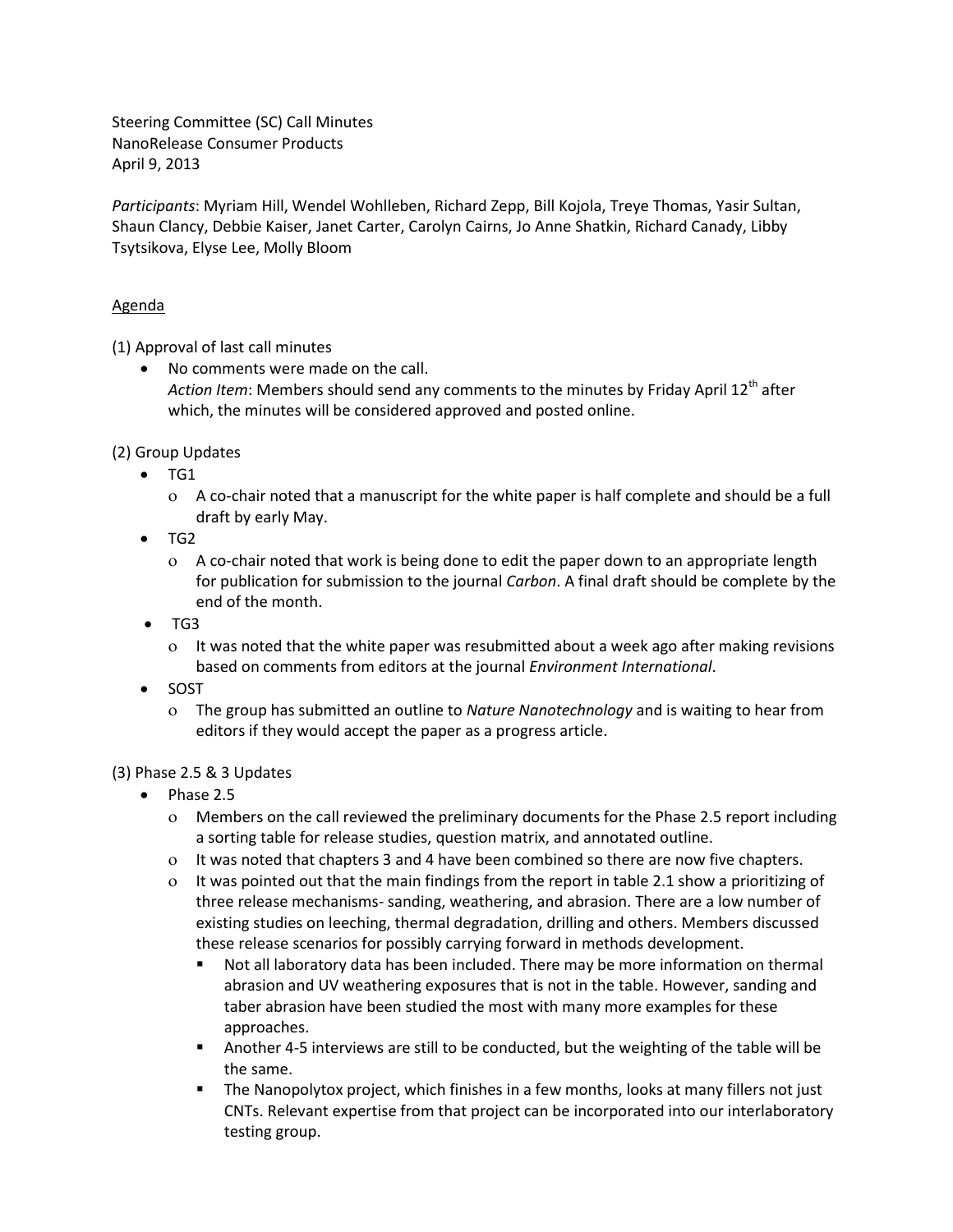Steering Committee (SC) Call Minutes
NanoRelease Consumer Products
April 9, 2013

*Participants*: Myriam Hill, Wendel Wohlleben, Richard Zepp, Bill Kojola, Treye Thomas, Yasir Sultan, Shaun Clancy, Debbie Kaiser, Janet Carter, Carolyn Cairns, Jo Anne Shatkin, Richard Canady, Libby Tsytsikova, Elyse Lee, Molly Bloom

<u>Agenda</u>

(1) Approval of last call minutes

- No comments were made on the call.
  *Action Item*: Members should send any comments to the minutes by Friday April 12th after which, the minutes will be considered approved and posted online.

(2) Group Updates

- TG1
  - A co-chair noted that a manuscript for the white paper is half complete and should be a full draft by early May.
- TG2
  - A co-chair noted that work is being done to edit the paper down to an appropriate length for publication for submission to the journal *Carbon*. A final draft should be complete by the end of the month.
- TG3
  - It was noted that the white paper was resubmitted about a week ago after making revisions based on comments from editors at the journal *Environment International*.
- SOST
  - The group has submitted an outline to *Nature Nanotechnology* and is waiting to hear from editors if they would accept the paper as a progress article.

(3) Phase 2.5 & 3 Updates

- Phase 2.5
  - Members on the call reviewed the preliminary documents for the Phase 2.5 report including a sorting table for release studies, question matrix, and annotated outline.
  - It was noted that chapters 3 and 4 have been combined so there are now five chapters.
  - It was pointed out that the main findings from the report in table 2.1 show a prioritizing of three release mechanisms- sanding, weathering, and abrasion. There are a low number of existing studies on leeching, thermal degradation, drilling and others. Members discussed these release scenarios for possibly carrying forward in methods development.
    - Not all laboratory data has been included. There may be more information on thermal abrasion and UV weathering exposures that is not in the table. However, sanding and taber abrasion have been studied the most with many more examples for these approaches.
    - Another 4-5 interviews are still to be conducted, but the weighting of the table will be the same.
    - The Nanopolytox project, which finishes in a few months, looks at many fillers not just CNTs. Relevant expertise from that project can be incorporated into our interlaboratory testing group.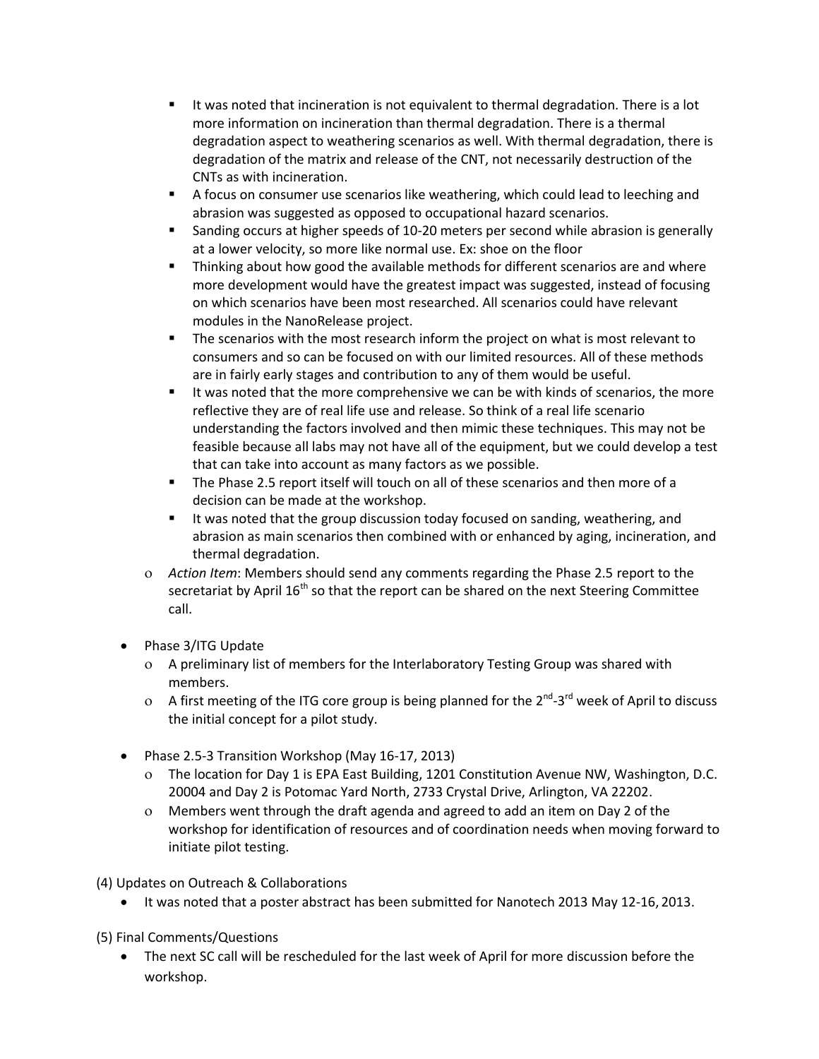- It was noted that incineration is not equivalent to thermal degradation. There is a lot more information on incineration than thermal degradation. There is a thermal degradation aspect to weathering scenarios as well. With thermal degradation, there is degradation of the matrix and release of the CNT, not necessarily destruction of the CNTs as with incineration.
    - A focus on consumer use scenarios like weathering, which could lead to leeching and abrasion was suggested as opposed to occupational hazard scenarios.
    - Sanding occurs at higher speeds of 10-20 meters per second while abrasion is generally at a lower velocity, so more like normal use. Ex: shoe on the floor
    - Thinking about how good the available methods for different scenarios are and where more development would have the greatest impact was suggested, instead of focusing on which scenarios have been most researched. All scenarios could have relevant modules in the NanoRelease project.
    - The scenarios with the most research inform the project on what is most relevant to consumers and so can be focused on with our limited resources. All of these methods are in fairly early stages and contribution to any of them would be useful.
    - It was noted that the more comprehensive we can be with kinds of scenarios, the more reflective they are of real life use and release. So think of a real life scenario understanding the factors involved and then mimic these techniques. This may not be feasible because all labs may not have all of the equipment, but we could develop a test that can take into account as many factors as we possible.
    - The Phase 2.5 report itself will touch on all of these scenarios and then more of a decision can be made at the workshop.
    - It was noted that the group discussion today focused on sanding, weathering, and abrasion as main scenarios then combined with or enhanced by aging, incineration, and thermal degradation.
  - *Action Item*: Members should send any comments regarding the Phase 2.5 report to the secretariat by April 16th so that the report can be shared on the next Steering Committee call.

- Phase 3/ITG Update
  - A preliminary list of members for the Interlaboratory Testing Group was shared with members.
  - A first meeting of the ITG core group is being planned for the 2nd-3rd week of April to discuss the initial concept for a pilot study.

- Phase 2.5-3 Transition Workshop (May 16-17, 2013)
  - The location for Day 1 is EPA East Building, 1201 Constitution Avenue NW, Washington, D.C. 20004 and Day 2 is Potomac Yard North, 2733 Crystal Drive, Arlington, VA 22202.
  - Members went through the draft agenda and agreed to add an item on Day 2 of the workshop for identification of resources and of coordination needs when moving forward to initiate pilot testing.

(4) Updates on Outreach & Collaborations

- It was noted that a poster abstract has been submitted for Nanotech 2013 May 12-16, 2013.

(5) Final Comments/Questions

- The next SC call will be rescheduled for the last week of April for more discussion before the workshop.